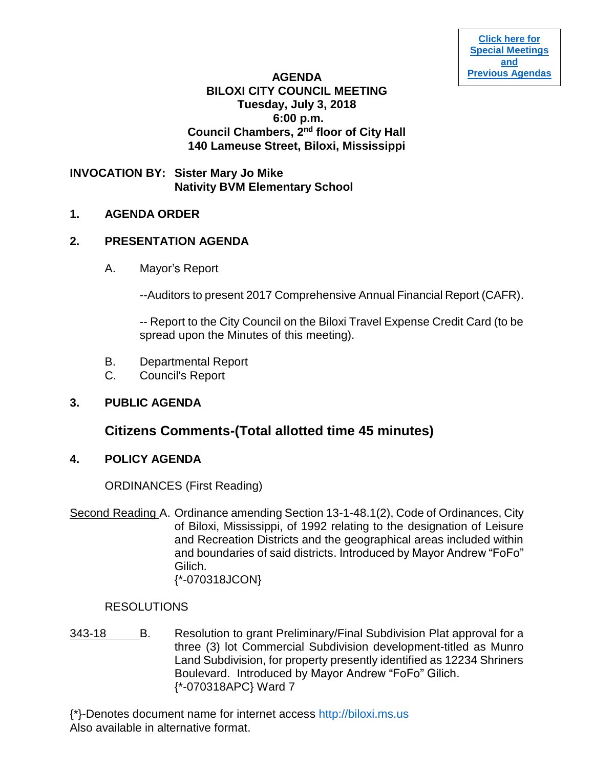[Click here for Special Meetings and Previous Agendas]

**AGENDA**
**BILOXI CITY COUNCIL MEETING**
**Tuesday, July 3, 2018**
**6:00 p.m.**
**Council Chambers, 2nd floor of City Hall**
**140 Lameuse Street, Biloxi, Mississippi**

**INVOCATION BY: Sister Mary Jo Mike**
**Nativity BVM Elementary School**

**1. AGENDA ORDER**

**2. PRESENTATION AGENDA**

A. Mayor's Report

--Auditors to present 2017 Comprehensive Annual Financial Report (CAFR).

-- Report to the City Council on the Biloxi Travel Expense Credit Card (to be spread upon the Minutes of this meeting).

B. Departmental Report

C. Council's Report

**3. PUBLIC AGENDA**

## Citizens Comments-(Total allotted time 45 minutes)

**4. POLICY AGENDA**

ORDINANCES (First Reading)

Second Reading A. Ordinance amending Section 13-1-48.1(2), Code of Ordinances, City of Biloxi, Mississippi, of 1992 relating to the designation of Leisure and Recreation Districts and the geographical areas included within and boundaries of said districts. Introduced by Mayor Andrew "FoFo" Gilich.
{*-070318JCON}

RESOLUTIONS

343-18 B. Resolution to grant Preliminary/Final Subdivision Plat approval for a three (3) lot Commercial Subdivision development-titled as Munro Land Subdivision, for property presently identified as 12234 Shriners Boulevard. Introduced by Mayor Andrew "FoFo" Gilich.
{*-070318APC} Ward 7

{*}-Denotes document name for internet access http://biloxi.ms.us
Also available in alternative format.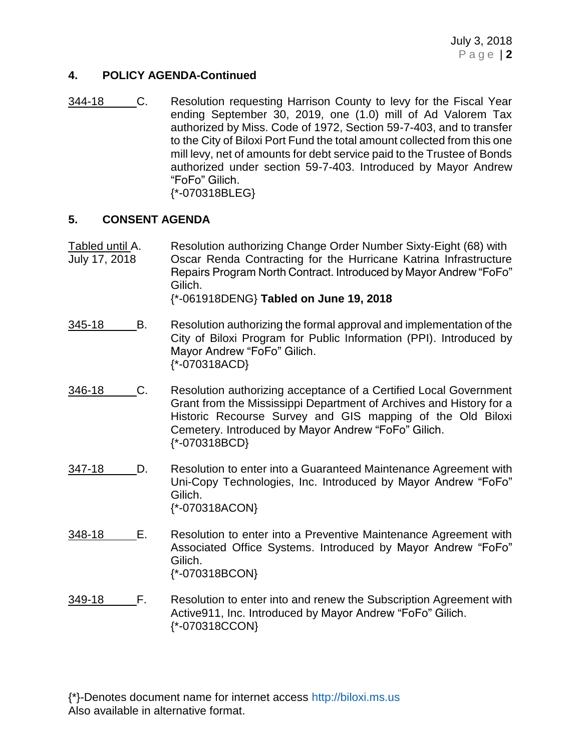## 4. POLICY AGENDA-Continued

344-18 C. Resolution requesting Harrison County to levy for the Fiscal Year ending September 30, 2019, one (1.0) mill of Ad Valorem Tax authorized by Miss. Code of 1972, Section 59-7-403, and to transfer to the City of Biloxi Port Fund the total amount collected from this one mill levy, net of amounts for debt service paid to the Trustee of Bonds authorized under section 59-7-403. Introduced by Mayor Andrew "FoFo" Gilich.
{*-070318BLEG}

## 5. CONSENT AGENDA

Tabled until July 17, 2018 A. Resolution authorizing Change Order Number Sixty-Eight (68) with Oscar Renda Contracting for the Hurricane Katrina Infrastructure Repairs Program North Contract. Introduced by Mayor Andrew "FoFo" Gilich.
{*-061918DENG} **Tabled on June 19, 2018**

345-18 B. Resolution authorizing the formal approval and implementation of the City of Biloxi Program for Public Information (PPI). Introduced by Mayor Andrew "FoFo" Gilich.
{*-070318ACD}

346-18 C. Resolution authorizing acceptance of a Certified Local Government Grant from the Mississippi Department of Archives and History for a Historic Recourse Survey and GIS mapping of the Old Biloxi Cemetery. Introduced by Mayor Andrew "FoFo" Gilich.
{*-070318BCD}

347-18 D. Resolution to enter into a Guaranteed Maintenance Agreement with Uni-Copy Technologies, Inc. Introduced by Mayor Andrew "FoFo" Gilich.
{*-070318ACON}

348-18 E. Resolution to enter into a Preventive Maintenance Agreement with Associated Office Systems. Introduced by Mayor Andrew "FoFo" Gilich.
{*-070318BCON}

349-18 F. Resolution to enter into and renew the Subscription Agreement with Active911, Inc. Introduced by Mayor Andrew "FoFo" Gilich.
{*-070318CCON}

{*}-Denotes document name for internet access http://biloxi.ms.us
Also available in alternative format.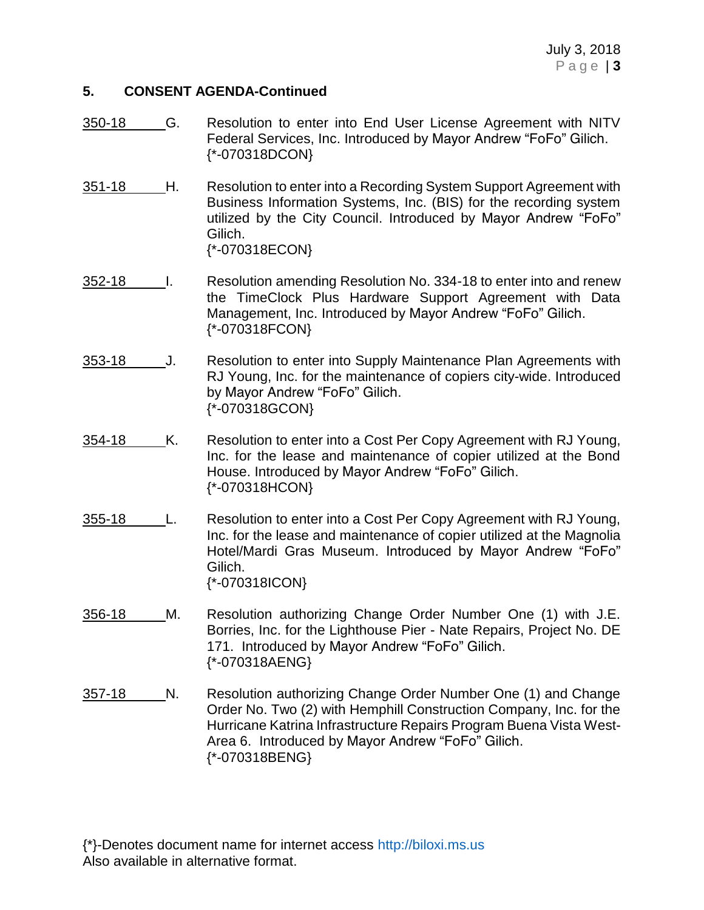## 5. CONSENT AGENDA-Continued

350-18 G. Resolution to enter into End User License Agreement with NITV Federal Services, Inc. Introduced by Mayor Andrew "FoFo" Gilich. {*-070318DCON}

351-18 H. Resolution to enter into a Recording System Support Agreement with Business Information Systems, Inc. (BIS) for the recording system utilized by the City Council. Introduced by Mayor Andrew "FoFo" Gilich. {*-070318ECON}

352-18 I. Resolution amending Resolution No. 334-18 to enter into and renew the TimeClock Plus Hardware Support Agreement with Data Management, Inc. Introduced by Mayor Andrew "FoFo" Gilich. {*-070318FCON}

353-18 J. Resolution to enter into Supply Maintenance Plan Agreements with RJ Young, Inc. for the maintenance of copiers city-wide. Introduced by Mayor Andrew "FoFo" Gilich. {*-070318GCON}

354-18 K. Resolution to enter into a Cost Per Copy Agreement with RJ Young, Inc. for the lease and maintenance of copier utilized at the Bond House. Introduced by Mayor Andrew "FoFo" Gilich. {*-070318HCON}

355-18 L. Resolution to enter into a Cost Per Copy Agreement with RJ Young, Inc. for the lease and maintenance of copier utilized at the Magnolia Hotel/Mardi Gras Museum. Introduced by Mayor Andrew "FoFo" Gilich. {*-070318ICON}

356-18 M. Resolution authorizing Change Order Number One (1) with J.E. Borries, Inc. for the Lighthouse Pier - Nate Repairs, Project No. DE 171. Introduced by Mayor Andrew "FoFo" Gilich. {*-070318AENG}

357-18 N. Resolution authorizing Change Order Number One (1) and Change Order No. Two (2) with Hemphill Construction Company, Inc. for the Hurricane Katrina Infrastructure Repairs Program Buena Vista West-Area 6. Introduced by Mayor Andrew "FoFo" Gilich. {*-070318BENG}

{*}-Denotes document name for internet access http://biloxi.ms.us
Also available in alternative format.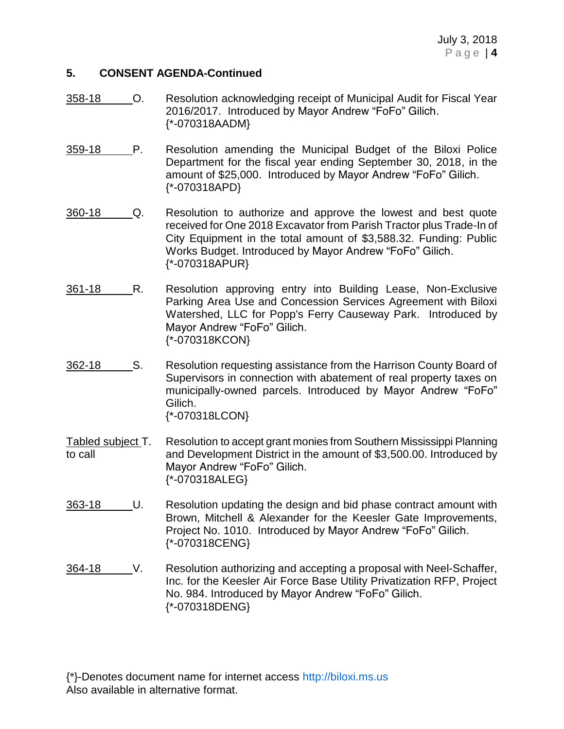## 5. CONSENT AGENDA-Continued

358-18 O. Resolution acknowledging receipt of Municipal Audit for Fiscal Year 2016/2017. Introduced by Mayor Andrew "FoFo" Gilich.
{*-070318AADM}

359-18 P. Resolution amending the Municipal Budget of the Biloxi Police Department for the fiscal year ending September 30, 2018, in the amount of $25,000. Introduced by Mayor Andrew "FoFo" Gilich.
{*-070318APD}

360-18 Q. Resolution to authorize and approve the lowest and best quote received for One 2018 Excavator from Parish Tractor plus Trade-In of City Equipment in the total amount of $3,588.32. Funding: Public Works Budget. Introduced by Mayor Andrew "FoFo" Gilich.
{*-070318APUR}

361-18 R. Resolution approving entry into Building Lease, Non-Exclusive Parking Area Use and Concession Services Agreement with Biloxi Watershed, LLC for Popp's Ferry Causeway Park. Introduced by Mayor Andrew "FoFo" Gilich.
{*-070318KCON}

362-18 S. Resolution requesting assistance from the Harrison County Board of Supervisors in connection with abatement of real property taxes on municipally-owned parcels. Introduced by Mayor Andrew "FoFo" Gilich.
{*-070318LCON}

Tabled subject to call T. Resolution to accept grant monies from Southern Mississippi Planning and Development District in the amount of $3,500.00. Introduced by Mayor Andrew "FoFo" Gilich.
{*-070318ALEG}

363-18 U. Resolution updating the design and bid phase contract amount with Brown, Mitchell & Alexander for the Keesler Gate Improvements, Project No. 1010. Introduced by Mayor Andrew "FoFo" Gilich.
{*-070318CENG}

364-18 V. Resolution authorizing and accepting a proposal with Neel-Schaffer, Inc. for the Keesler Air Force Base Utility Privatization RFP, Project No. 984. Introduced by Mayor Andrew "FoFo" Gilich.
{*-070318DENG}

{*}-Denotes document name for internet access http://biloxi.ms.us
Also available in alternative format.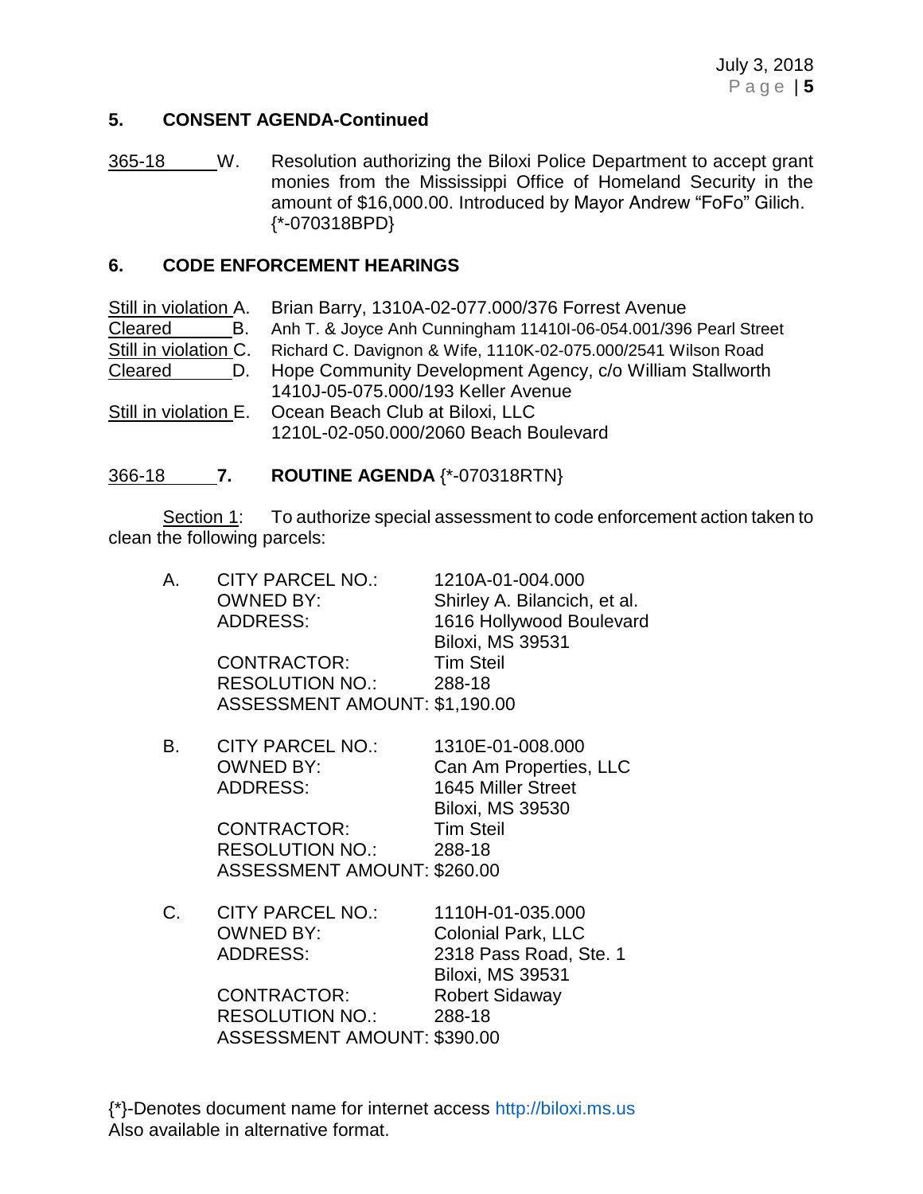## 5. CONSENT AGENDA-Continued

365-18 W. Resolution authorizing the Biloxi Police Department to accept grant monies from the Mississippi Office of Homeland Security in the amount of $16,000.00. Introduced by Mayor Andrew "FoFo" Gilich. {*-070318BPD}

## 6. CODE ENFORCEMENT HEARINGS

Still in violation A. Brian Barry, 1310A-02-077.000/376 Forrest Avenue
Cleared B. Anh T. & Joyce Anh Cunningham 11410I-06-054.001/396 Pearl Street
Still in violation C. Richard C. Davignon & Wife, 1110K-02-075.000/2541 Wilson Road
Cleared D. Hope Community Development Agency, c/o William Stallworth 1410J-05-075.000/193 Keller Avenue
Still in violation E. Ocean Beach Club at Biloxi, LLC 1210L-02-050.000/2060 Beach Boulevard

366-18 **7. ROUTINE AGENDA** {*-070318RTN}

Section 1: To authorize special assessment to code enforcement action taken to clean the following parcels:

A. CITY PARCEL NO.: 1210A-01-004.000
OWNED BY: Shirley A. Bilancich, et al.
ADDRESS: 1616 Hollywood Boulevard
Biloxi, MS 39531
CONTRACTOR: Tim Steil
RESOLUTION NO.: 288-18
ASSESSMENT AMOUNT: $1,190.00

B. CITY PARCEL NO.: 1310E-01-008.000
OWNED BY: Can Am Properties, LLC
ADDRESS: 1645 Miller Street
Biloxi, MS 39530
CONTRACTOR: Tim Steil
RESOLUTION NO.: 288-18
ASSESSMENT AMOUNT: $260.00

C. CITY PARCEL NO.: 1110H-01-035.000
OWNED BY: Colonial Park, LLC
ADDRESS: 2318 Pass Road, Ste. 1
Biloxi, MS 39531
CONTRACTOR: Robert Sidaway
RESOLUTION NO.: 288-18
ASSESSMENT AMOUNT: $390.00

{*}-Denotes document name for internet access http://biloxi.ms.us
Also available in alternative format.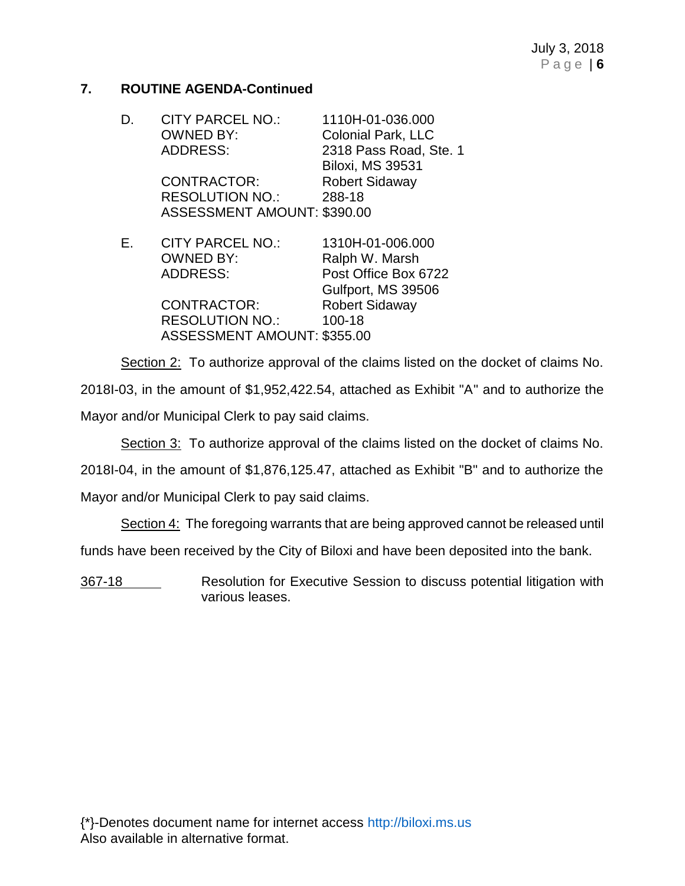**7. ROUTINE AGENDA-Continued**

D. CITY PARCEL NO.: 1110H-01-036.000
OWNED BY: Colonial Park, LLC
ADDRESS: 2318 Pass Road, Ste. 1
Biloxi, MS 39531
CONTRACTOR: Robert Sidaway
RESOLUTION NO.: 288-18
ASSESSMENT AMOUNT: $390.00

E. CITY PARCEL NO.: 1310H-01-006.000
OWNED BY: Ralph W. Marsh
ADDRESS: Post Office Box 6722
Gulfport, MS 39506
CONTRACTOR: Robert Sidaway
RESOLUTION NO.: 100-18
ASSESSMENT AMOUNT: $355.00

Section 2: To authorize approval of the claims listed on the docket of claims No. 2018I-03, in the amount of $1,952,422.54, attached as Exhibit "A" and to authorize the Mayor and/or Municipal Clerk to pay said claims.

Section 3: To authorize approval of the claims listed on the docket of claims No. 2018I-04, in the amount of $1,876,125.47, attached as Exhibit "B" and to authorize the Mayor and/or Municipal Clerk to pay said claims.

Section 4: The foregoing warrants that are being approved cannot be released until funds have been received by the City of Biloxi and have been deposited into the bank.

367-18 Resolution for Executive Session to discuss potential litigation with various leases.

{*}-Denotes document name for internet access http://biloxi.ms.us
Also available in alternative format.